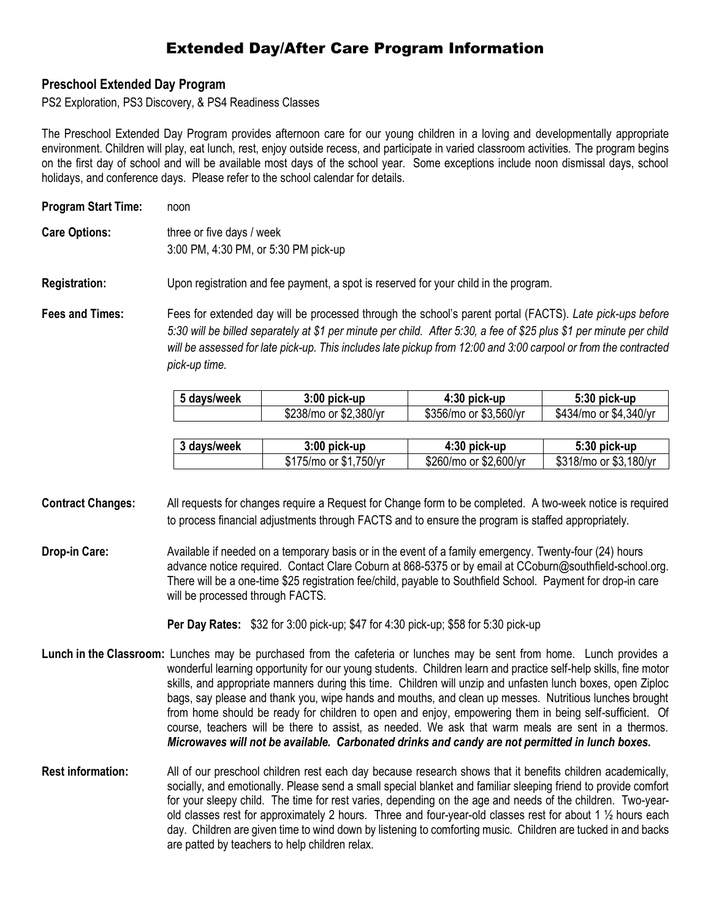# Extended Day/After Care Program Information

## Preschool Extended Day Program

PS2 Exploration, PS3 Discovery, & PS4 Readiness Classes

The Preschool Extended Day Program provides afternoon care for our young children in a loving and developmentally appropriate environment. Children will play, eat lunch, rest, enjoy outside recess, and participate in varied classroom activities. The program begins on the first day of school and will be available most days of the school year. Some exceptions include noon dismissal days, school holidays, and conference days. Please refer to the school calendar for details.

**Program Start Time:** noon

**Care Options:** three or five days / week
3:00 PM, 4:30 PM, or 5:30 PM pick-up

**Registration:** Upon registration and fee payment, a spot is reserved for your child in the program.

**Fees and Times:** Fees for extended day will be processed through the school's parent portal (FACTS). *Late pick-ups before 5:30 will be billed separately at $1 per minute per child. After 5:30, a fee of $25 plus $1 per minute per child will be assessed for late pick-up. This includes late pickup from 12:00 and 3:00 carpool or from the contracted pick-up time.*

| 5 days/week | 3:00 pick-up | 4:30 pick-up | 5:30 pick-up |
|---|---|---|---|
| | $238/mo or $2,380/yr | $356/mo or $3,560/yr | $434/mo or $4,340/yr |

| 3 days/week | 3:00 pick-up | 4:30 pick-up | 5:30 pick-up |
|---|---|---|---|
| | $175/mo or $1,750/yr | $260/mo or $2,600/yr | $318/mo or $3,180/yr |

**Contract Changes:** All requests for changes require a Request for Change form to be completed. A two-week notice is required to process financial adjustments through FACTS and to ensure the program is staffed appropriately.

**Drop-in Care:** Available if needed on a temporary basis or in the event of a family emergency. Twenty-four (24) hours advance notice required. Contact Clare Coburn at 868-5375 or by email at CCoburn@southfield-school.org. There will be a one-time $25 registration fee/child, payable to Southfield School. Payment for drop-in care will be processed through FACTS.

**Per Day Rates:** $32 for 3:00 pick-up; $47 for 4:30 pick-up; $58 for 5:30 pick-up

**Lunch in the Classroom:** Lunches may be purchased from the cafeteria or lunches may be sent from home. Lunch provides a wonderful learning opportunity for our young students. Children learn and practice self-help skills, fine motor skills, and appropriate manners during this time. Children will unzip and unfasten lunch boxes, open Ziploc bags, say please and thank you, wipe hands and mouths, and clean up messes. Nutritious lunches brought from home should be ready for children to open and enjoy, empowering them in being self-sufficient. Of course, teachers will be there to assist, as needed. We ask that warm meals are sent in a thermos. ***Microwaves will not be available. Carbonated drinks and candy are not permitted in lunch boxes.***

**Rest information:** All of our preschool children rest each day because research shows that it benefits children academically, socially, and emotionally. Please send a small special blanket and familiar sleeping friend to provide comfort for your sleepy child. The time for rest varies, depending on the age and needs of the children. Two-year-old classes rest for approximately 2 hours. Three and four-year-old classes rest for about 1 ½ hours each day. Children are given time to wind down by listening to comforting music. Children are tucked in and backs are patted by teachers to help children relax.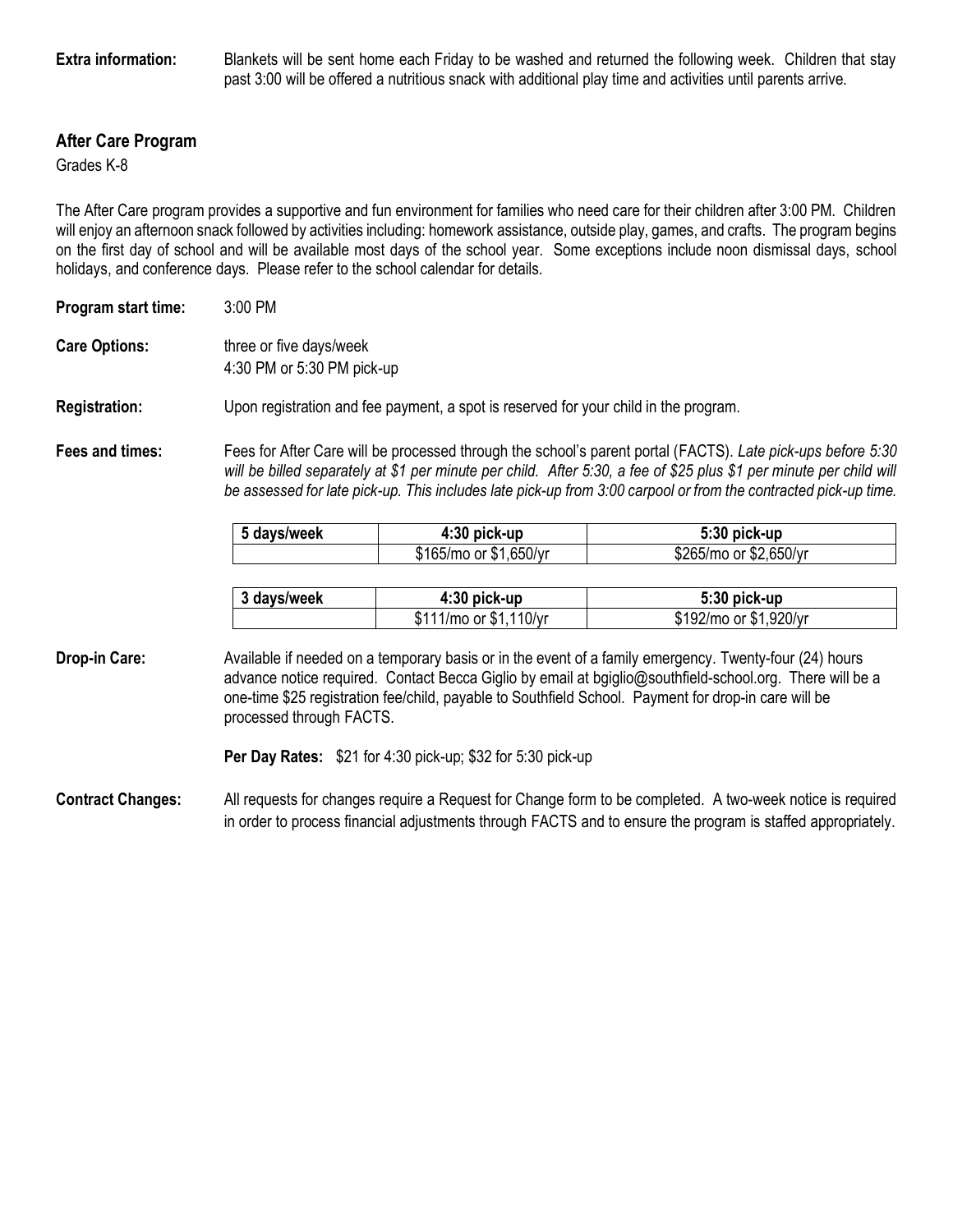**Extra information:** Blankets will be sent home each Friday to be washed and returned the following week. Children that stay past 3:00 will be offered a nutritious snack with additional play time and activities until parents arrive.

## After Care Program

Grades K-8

The After Care program provides a supportive and fun environment for families who need care for their children after 3:00 PM. Children will enjoy an afternoon snack followed by activities including: homework assistance, outside play, games, and crafts. The program begins on the first day of school and will be available most days of the school year. Some exceptions include noon dismissal days, school holidays, and conference days. Please refer to the school calendar for details.

**Program start time:** 3:00 PM

**Care Options:** three or five days/week
4:30 PM or 5:30 PM pick-up

**Registration:** Upon registration and fee payment, a spot is reserved for your child in the program.

**Fees and times:** Fees for After Care will be processed through the school's parent portal (FACTS). *Late pick-ups before 5:30 will be billed separately at $1 per minute per child. After 5:30, a fee of $25 plus $1 per minute per child will be assessed for late pick-up. This includes late pick-up from 3:00 carpool or from the contracted pick-up time.*

| 5 days/week | 4:30 pick-up | 5:30 pick-up |
|---|---|---|
| | $165/mo or $1,650/yr | $265/mo or $2,650/yr |

| 3 days/week | 4:30 pick-up | 5:30 pick-up |
|---|---|---|
| | $111/mo or $1,110/yr | $192/mo or $1,920/yr |

**Drop-in Care:** Available if needed on a temporary basis or in the event of a family emergency. Twenty-four (24) hours advance notice required. Contact Becca Giglio by email at bgiglio@southfield-school.org. There will be a one-time $25 registration fee/child, payable to Southfield School. Payment for drop-in care will be processed through FACTS.

**Per Day Rates:** $21 for 4:30 pick-up; $32 for 5:30 pick-up

**Contract Changes:** All requests for changes require a Request for Change form to be completed. A two-week notice is required in order to process financial adjustments through FACTS and to ensure the program is staffed appropriately.